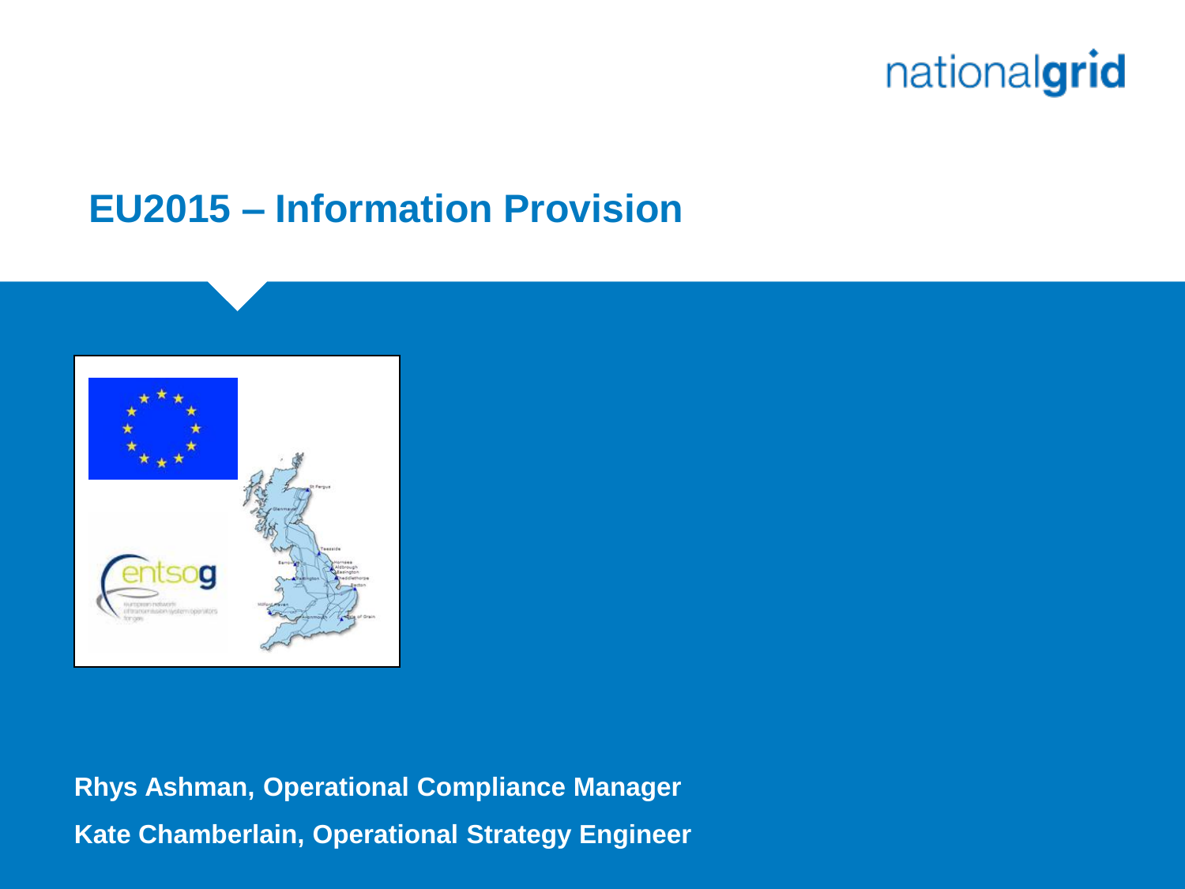# EU2015 – Information Provision

**Rhys Ashman, Operational Compliance Manager**

**Kate Chamberlain, Operational Strategy Engineer**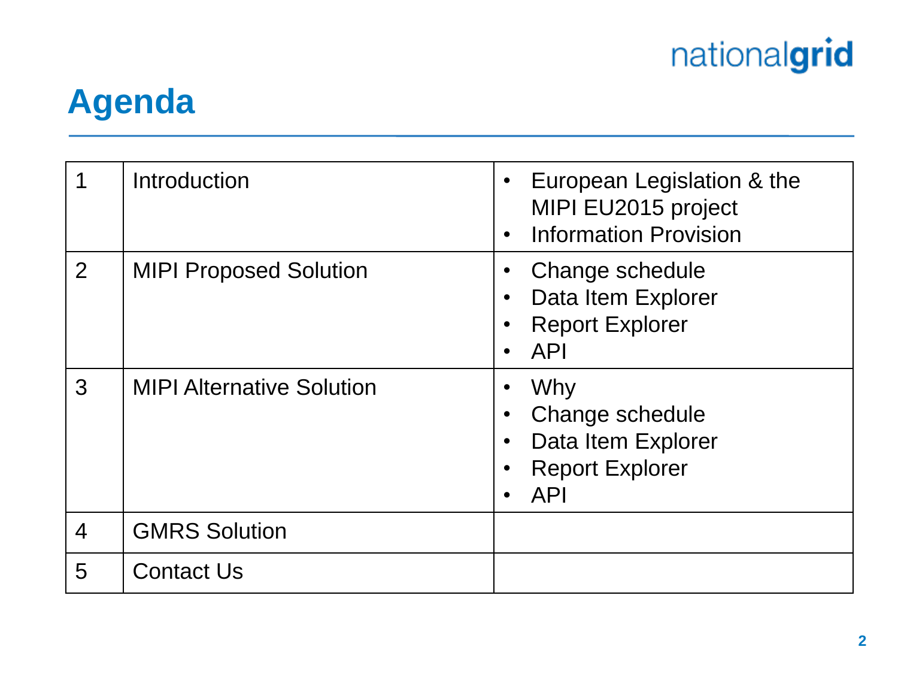# Agenda

| | | |
|---|---|---|
| 1 | Introduction | • European Legislation & the MIPI EU2015 project<br>• Information Provision |
| 2 | MIPI Proposed Solution | • Change schedule<br>• Data Item Explorer<br>• Report Explorer<br>• API |
| 3 | MIPI Alternative Solution | • Why<br>• Change schedule<br>• Data Item Explorer<br>• Report Explorer<br>• API |
| 4 | GMRS Solution | |
| 5 | Contact Us | |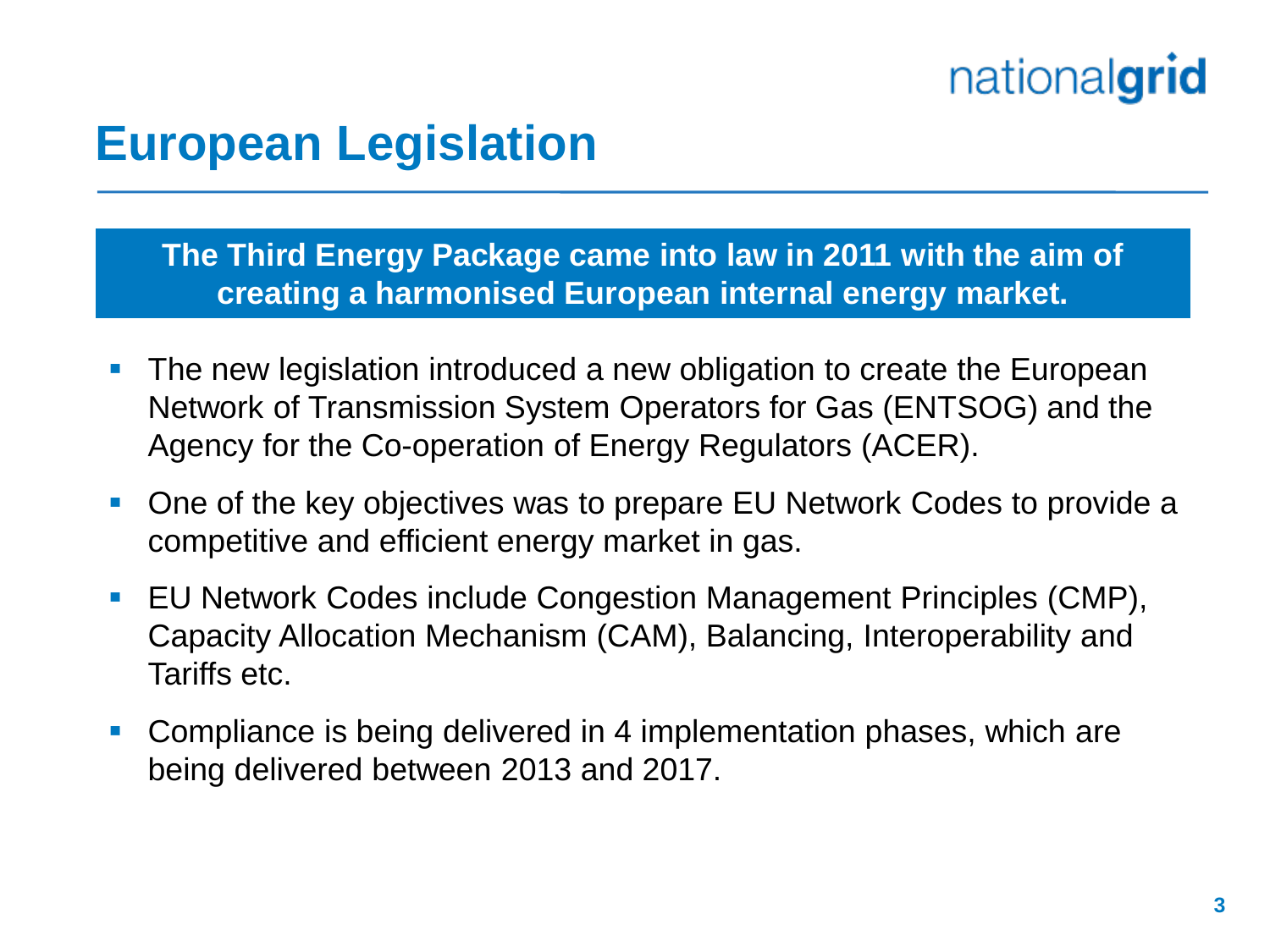# European Legislation

**The Third Energy Package came into law in 2011 with the aim of creating a harmonised European internal energy market.**

- The new legislation introduced a new obligation to create the European Network of Transmission System Operators for Gas (ENTSOG) and the Agency for the Co-operation of Energy Regulators (ACER).
- One of the key objectives was to prepare EU Network Codes to provide a competitive and efficient energy market in gas.
- EU Network Codes include Congestion Management Principles (CMP), Capacity Allocation Mechanism (CAM), Balancing, Interoperability and Tariffs etc.
- Compliance is being delivered in 4 implementation phases, which are being delivered between 2013 and 2017.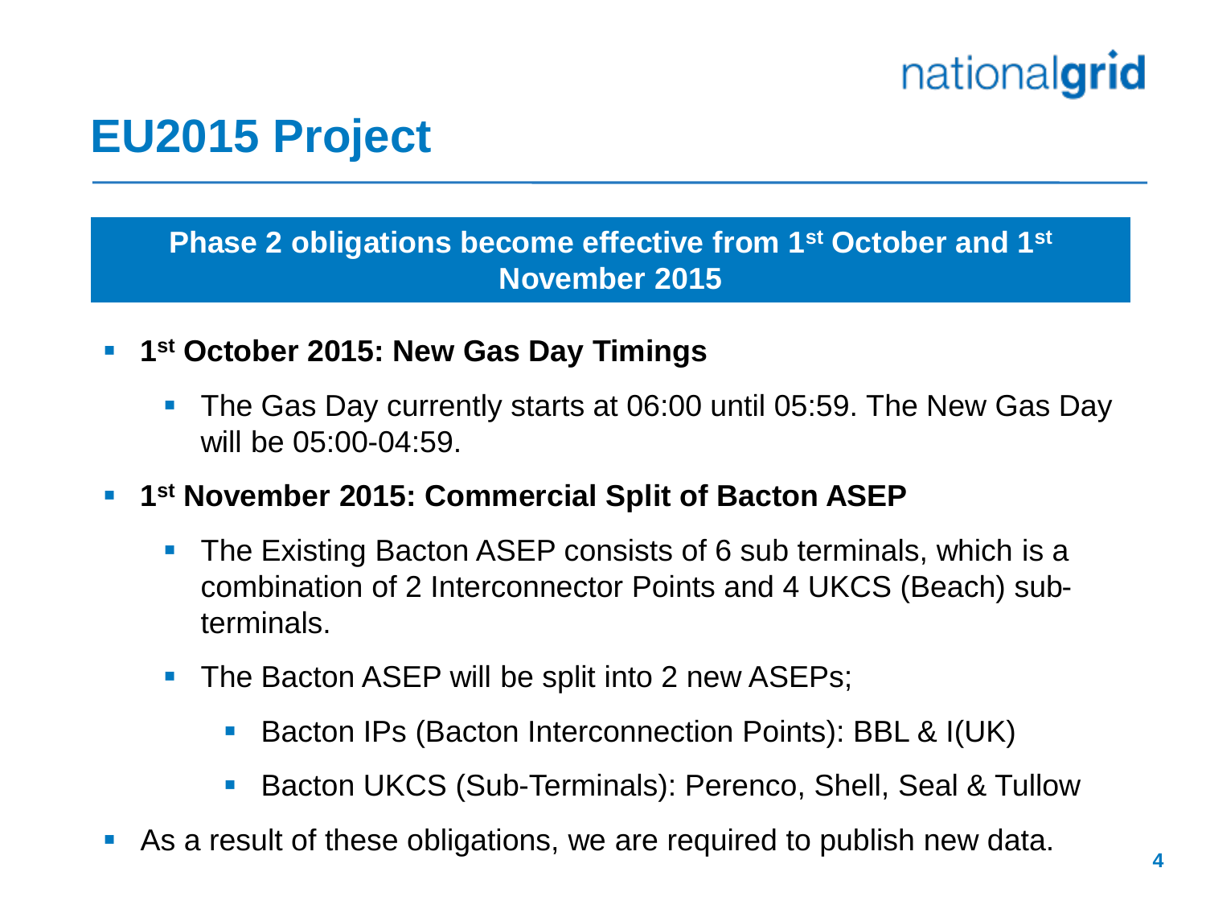# EU2015 Project

**Phase 2 obligations become effective from 1st October and 1st November 2015**

- **1st October 2015: New Gas Day Timings**
  - The Gas Day currently starts at 06:00 until 05:59. The New Gas Day will be 05:00-04:59.
- **1st November 2015: Commercial Split of Bacton ASEP**
  - The Existing Bacton ASEP consists of 6 sub terminals, which is a combination of 2 Interconnector Points and 4 UKCS (Beach) sub-terminals.
  - The Bacton ASEP will be split into 2 new ASEPs;
    - Bacton IPs (Bacton Interconnection Points): BBL & I(UK)
    - Bacton UKCS (Sub-Terminals): Perenco, Shell, Seal & Tullow
- As a result of these obligations, we are required to publish new data.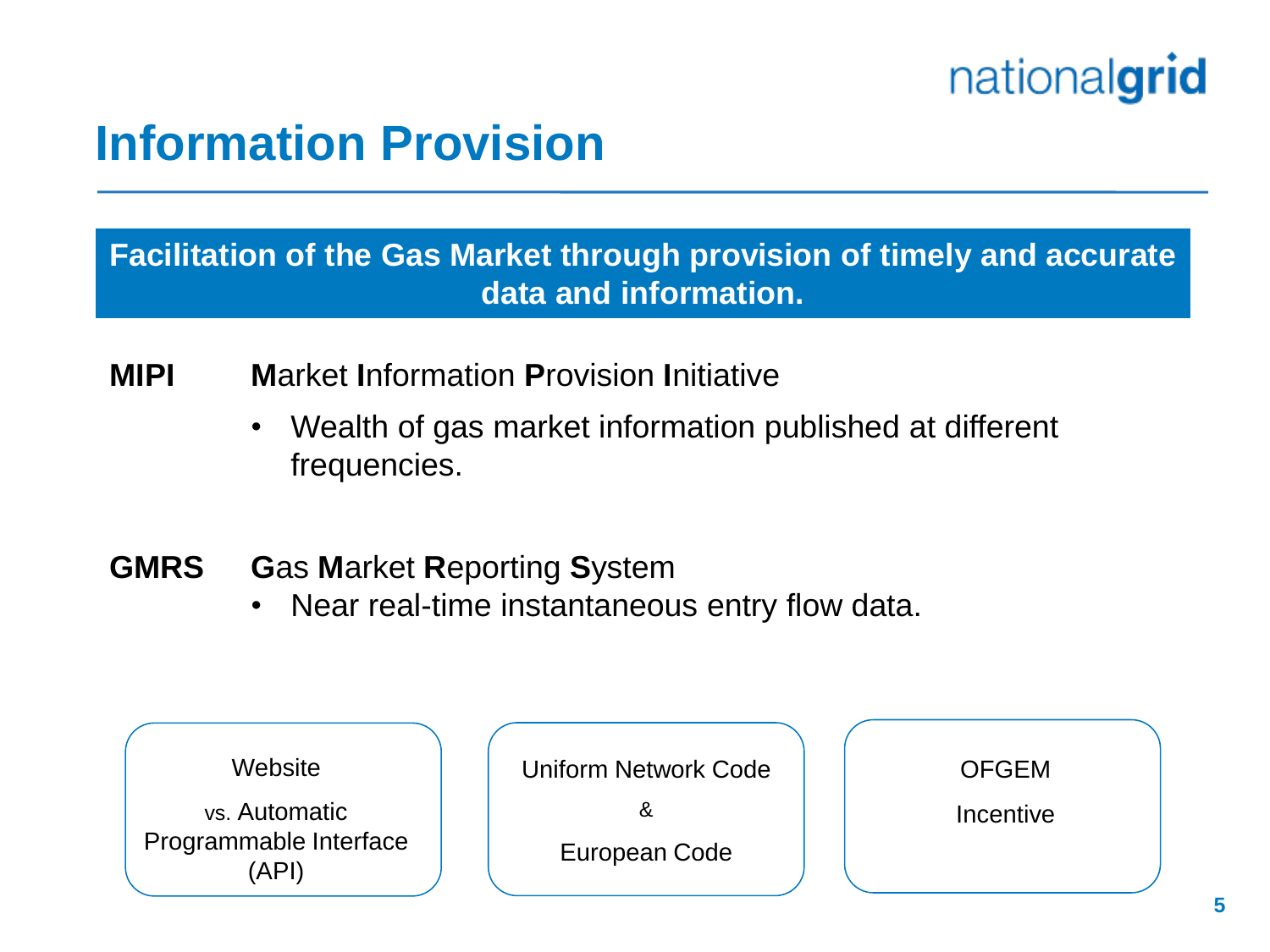# Information Provision

**Facilitation of the Gas Market through provision of timely and accurate data and information.**

**MIPI** **M**arket **I**nformation **P**rovision **I**nitiative

- Wealth of gas market information published at different frequencies.

**GMRS** **G**as **M**arket **R**eporting **S**ystem

- Near real-time instantaneous entry flow data.

Website

vs. Automatic Programmable Interface (API)

Uniform Network Code

&

European Code

OFGEM

Incentive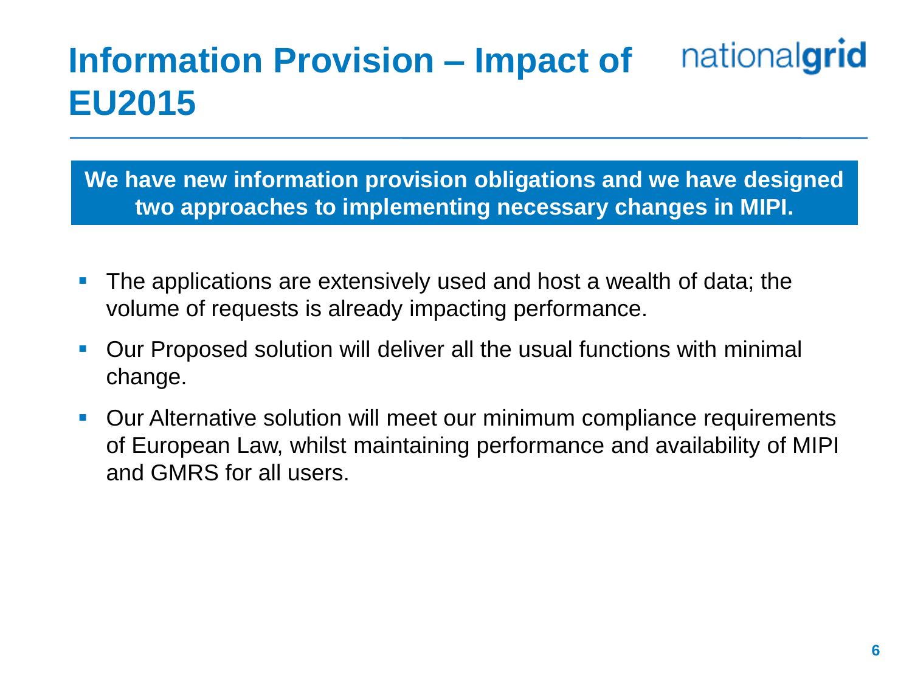# Information Provision – Impact of EU2015

**We have new information provision obligations and we have designed two approaches to implementing necessary changes in MIPI.**

- The applications are extensively used and host a wealth of data; the volume of requests is already impacting performance.
- Our Proposed solution will deliver all the usual functions with minimal change.
- Our Alternative solution will meet our minimum compliance requirements of European Law, whilst maintaining performance and availability of MIPI and GMRS for all users.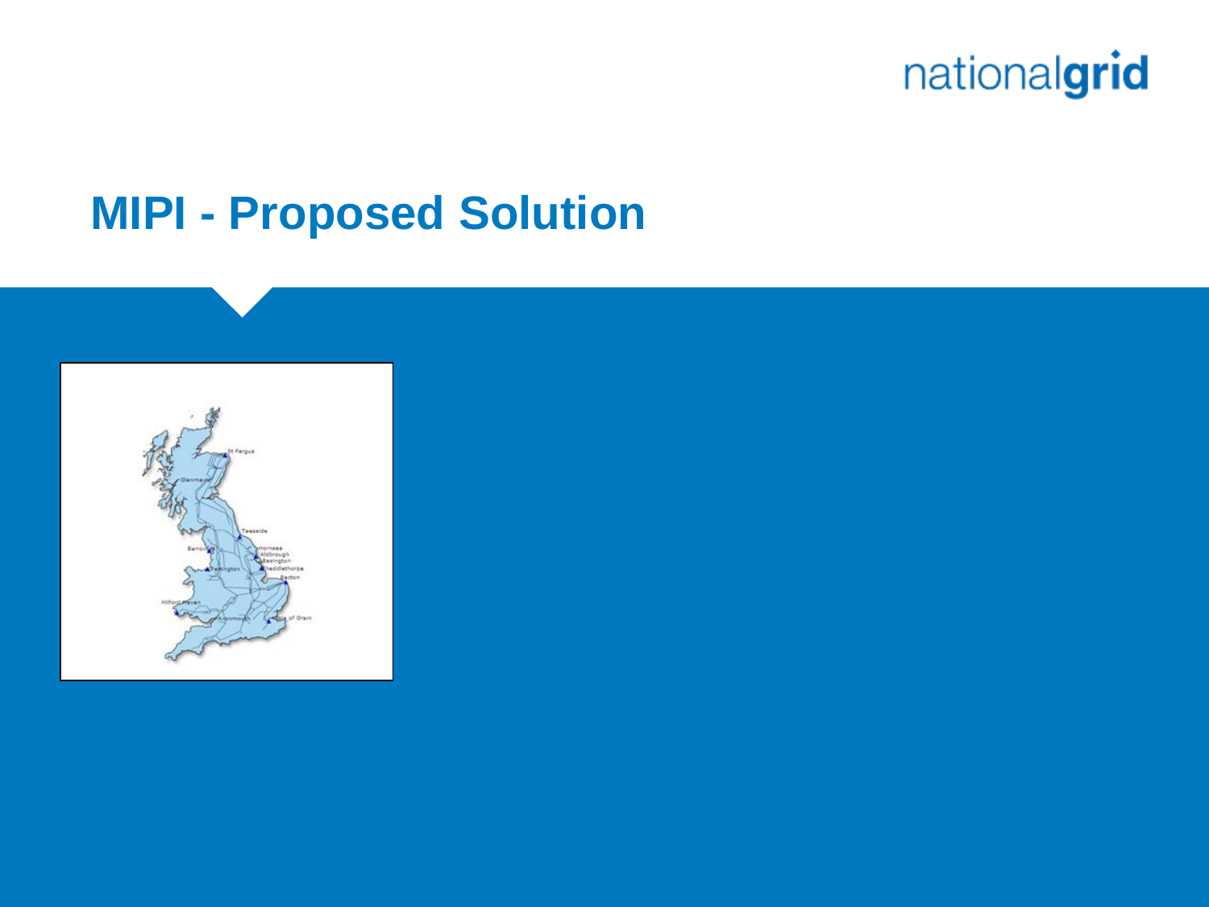# MIPI - Proposed Solution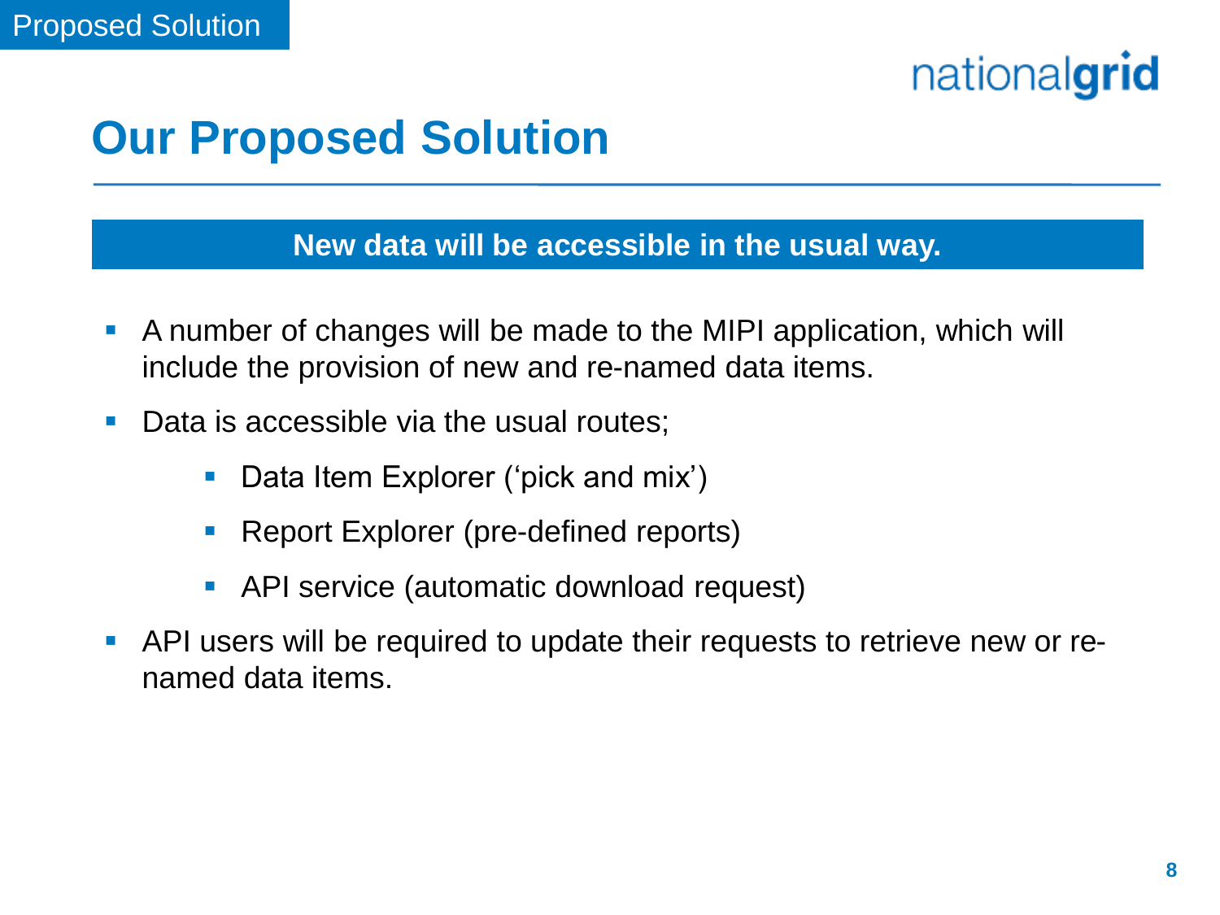# Our Proposed Solution

**New data will be accessible in the usual way.**

- A number of changes will be made to the MIPI application, which will include the provision of new and re-named data items.
- Data is accessible via the usual routes;
  - Data Item Explorer ('pick and mix')
  - Report Explorer (pre-defined reports)
  - API service (automatic download request)
- API users will be required to update their requests to retrieve new or re-named data items.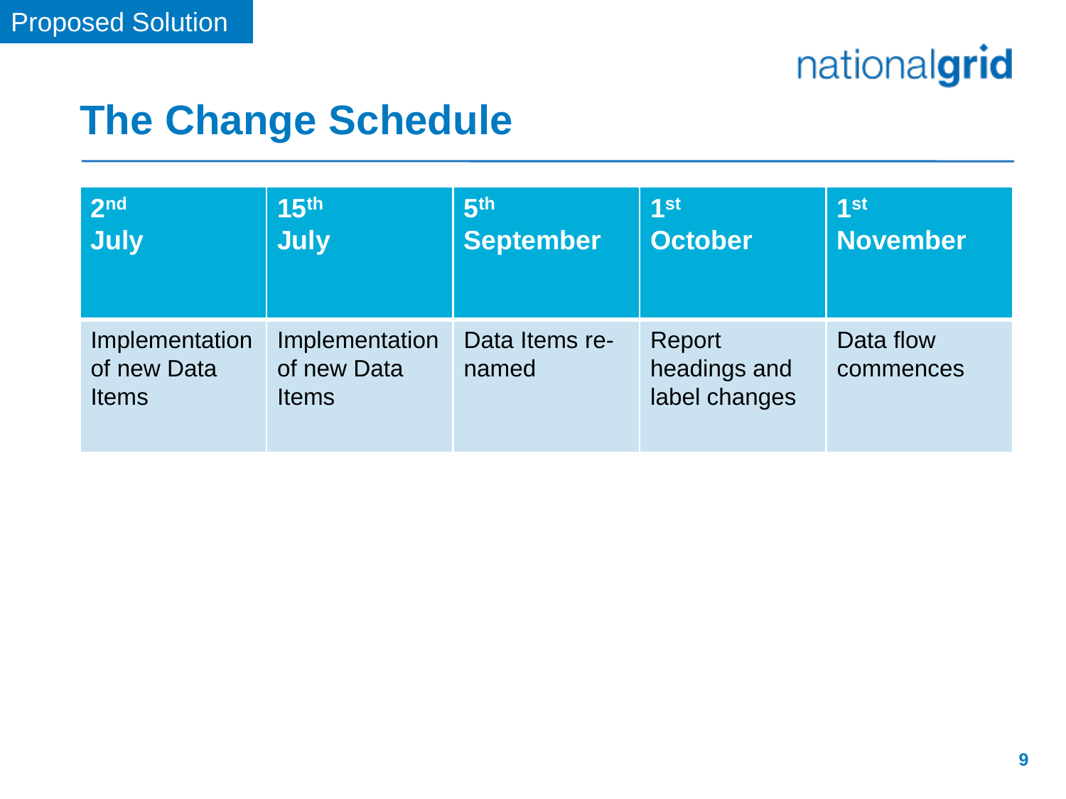Proposed Solution

# The Change Schedule

| 2nd July | 15th July | 5th September | 1st October | 1st November |
|---|---|---|---|---|
| Implementation of new Data Items | Implementation of new Data Items | Data Items re-named | Report headings and label changes | Data flow commences |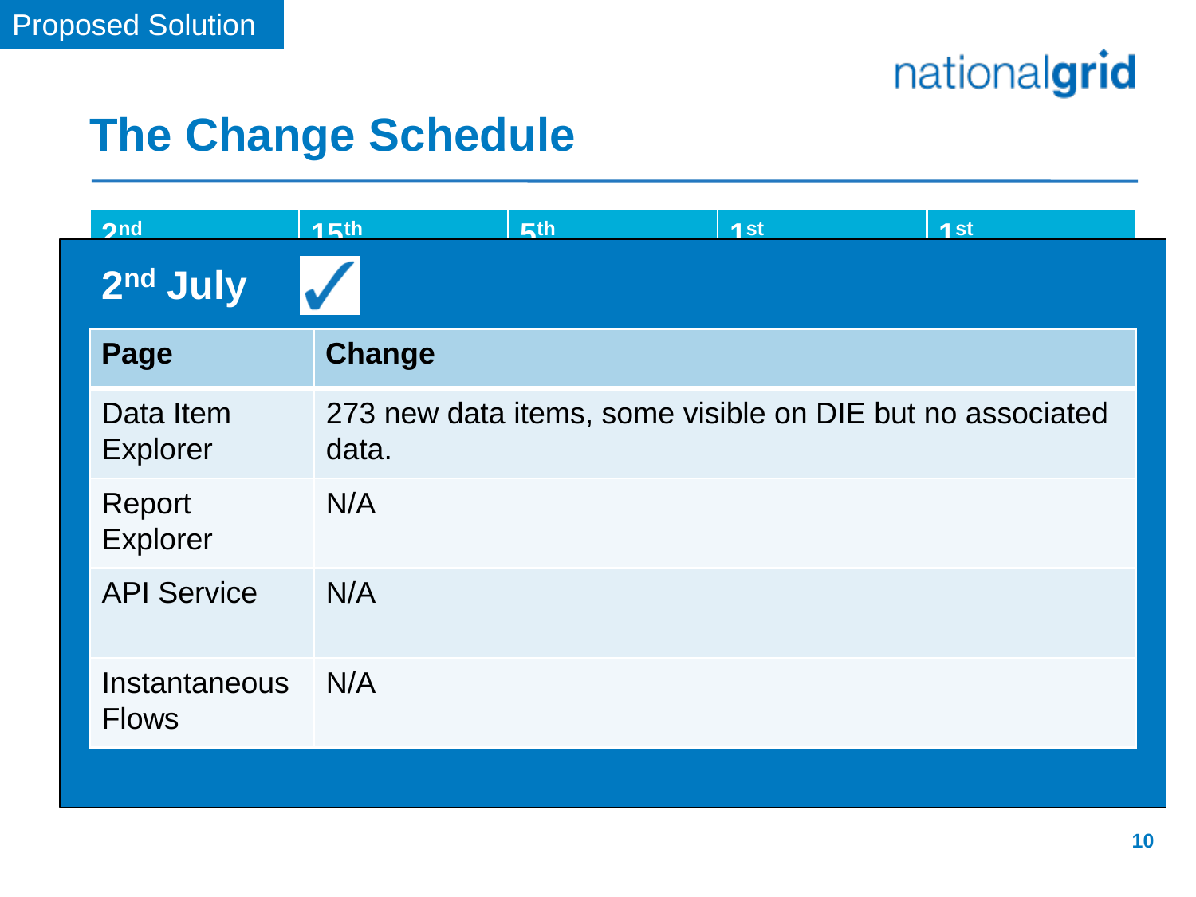Proposed Solution

# The Change Schedule

| 2nd | 15th | 5th | 1st | 1st |
|---|---|---|---|---|

## 2nd July ✓

| Page | Change |
|---|---|
| Data Item Explorer | 273 new data items, some visible on DIE but no associated data. |
| Report Explorer | N/A |
| API Service | N/A |
| Instantaneous Flows | N/A |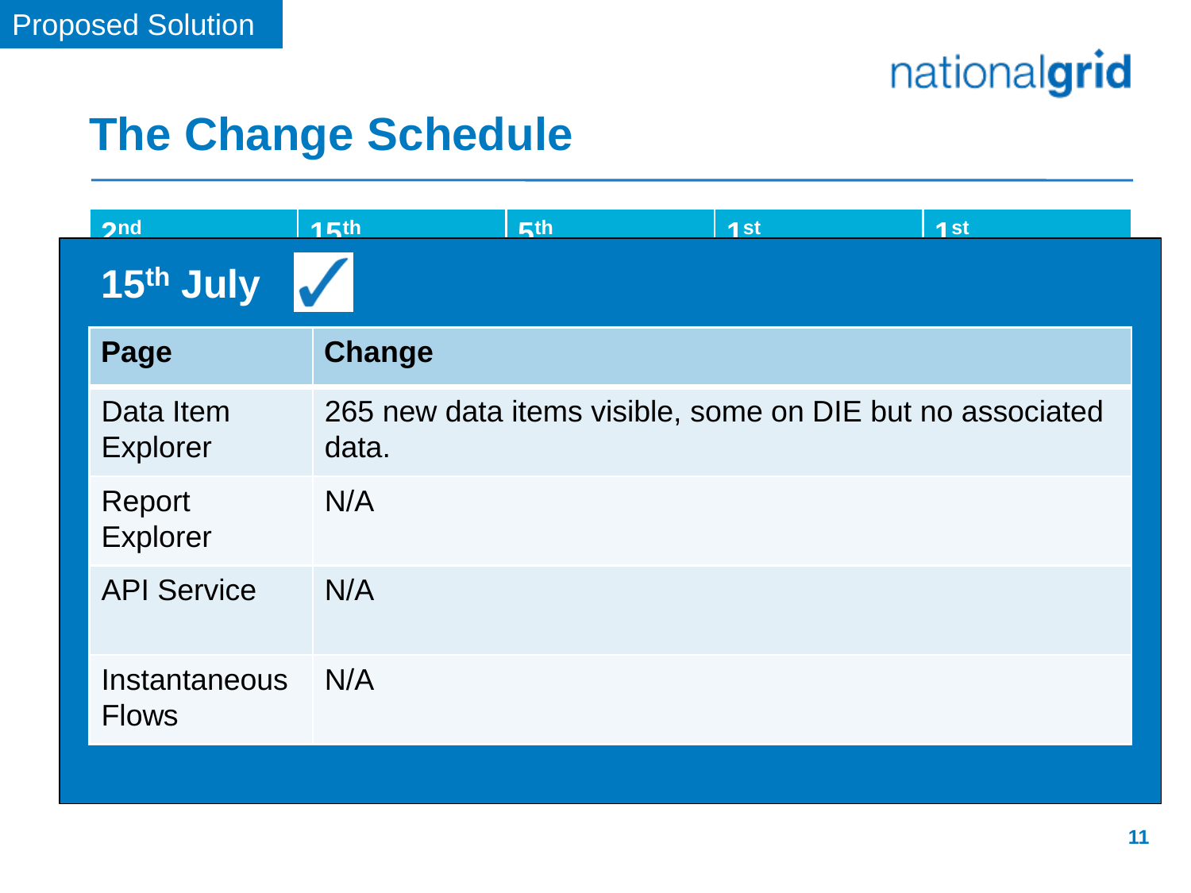Proposed Solution

# The Change Schedule

| 2nd | 15th | 5th | 1st | 1st |
|---|---|---|---|---|

## 15th July ✓

| Page | Change |
|---|---|
| Data Item Explorer | 265 new data items visible, some on DIE but no associated data. |
| Report Explorer | N/A |
| API Service | N/A |
| Instantaneous Flows | N/A |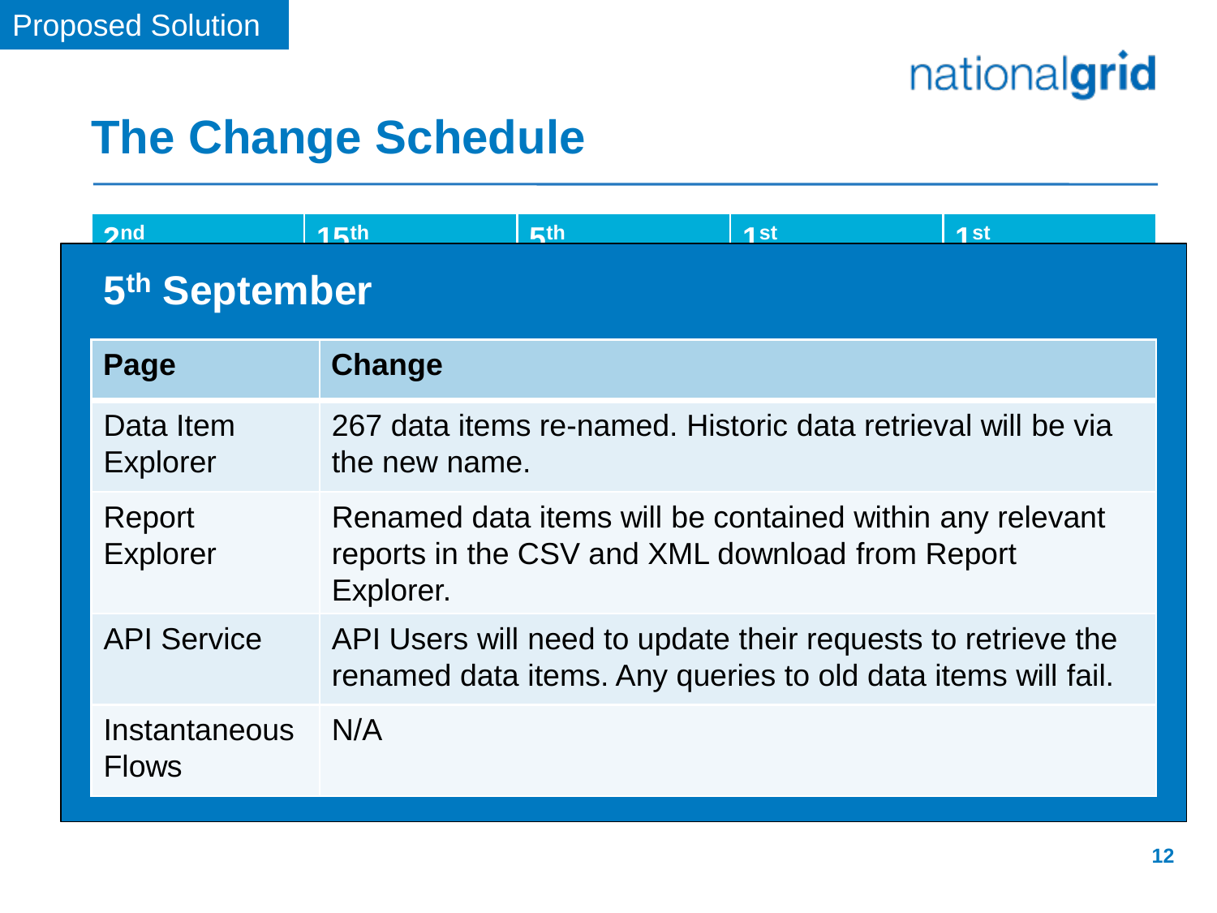Proposed Solution

# The Change Schedule

| 2nd | 15th | 5th | 1st | 1st |
|---|---|---|---|---|

## 5th September

| Page | Change |
|---|---|
| Data Item Explorer | 267 data items re-named. Historic data retrieval will be via the new name. |
| Report Explorer | Renamed data items will be contained within any relevant reports in the CSV and XML download from Report Explorer. |
| API Service | API Users will need to update their requests to retrieve the renamed data items. Any queries to old data items will fail. |
| Instantaneous Flows | N/A |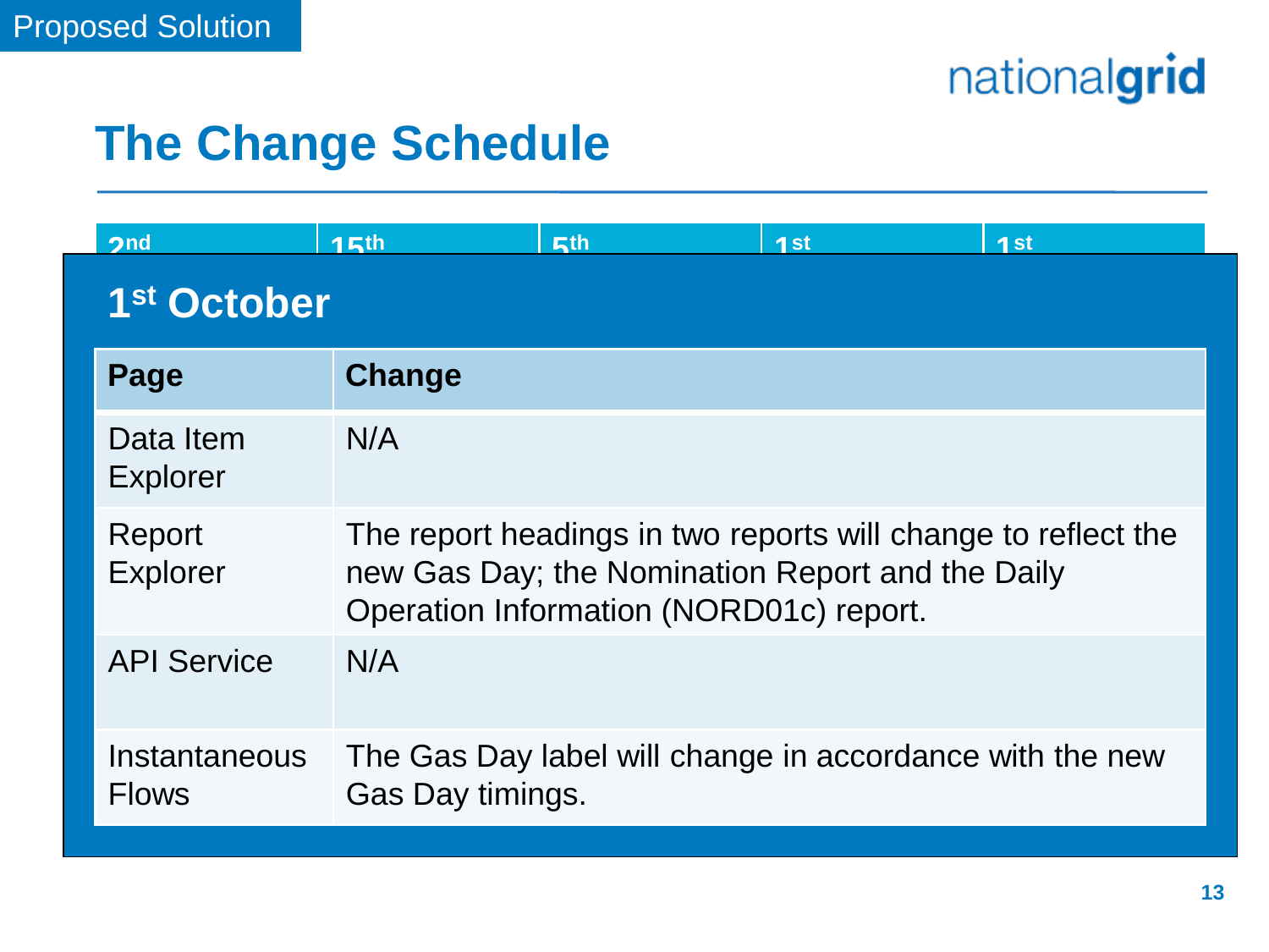Proposed Solution

# The Change Schedule

| 2nd | 15th | 5th | 1st | 1st |
| --- | --- | --- | --- | --- |

## 1st October

| Page | Change |
| --- | --- |
| Data Item Explorer | N/A |
| Report Explorer | The report headings in two reports will change to reflect the new Gas Day; the Nomination Report and the Daily Operation Information (NORD01c) report. |
| API Service | N/A |
| Instantaneous Flows | The Gas Day label will change in accordance with the new Gas Day timings. |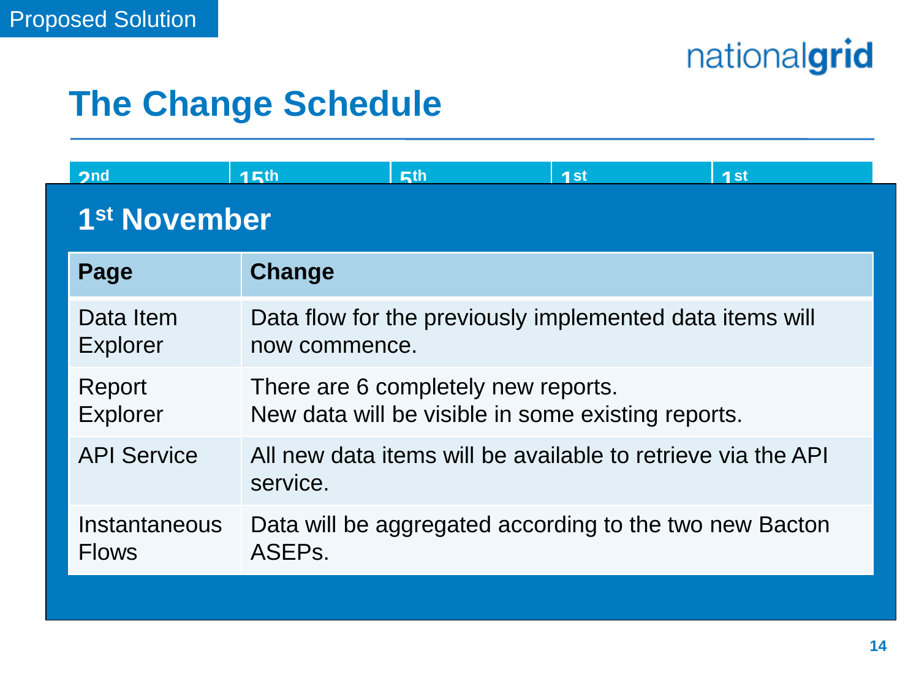Proposed Solution

# The Change Schedule

| 2nd | 15th | 5th | 1st | 1st |
|---|---|---|---|---|

## 1st November

| Page | Change |
|---|---|
| Data Item Explorer | Data flow for the previously implemented data items will now commence. |
| Report Explorer | There are 6 completely new reports.<br>New data will be visible in some existing reports. |
| API Service | All new data items will be available to retrieve via the API service. |
| Instantaneous Flows | Data will be aggregated according to the two new Bacton ASEPs. |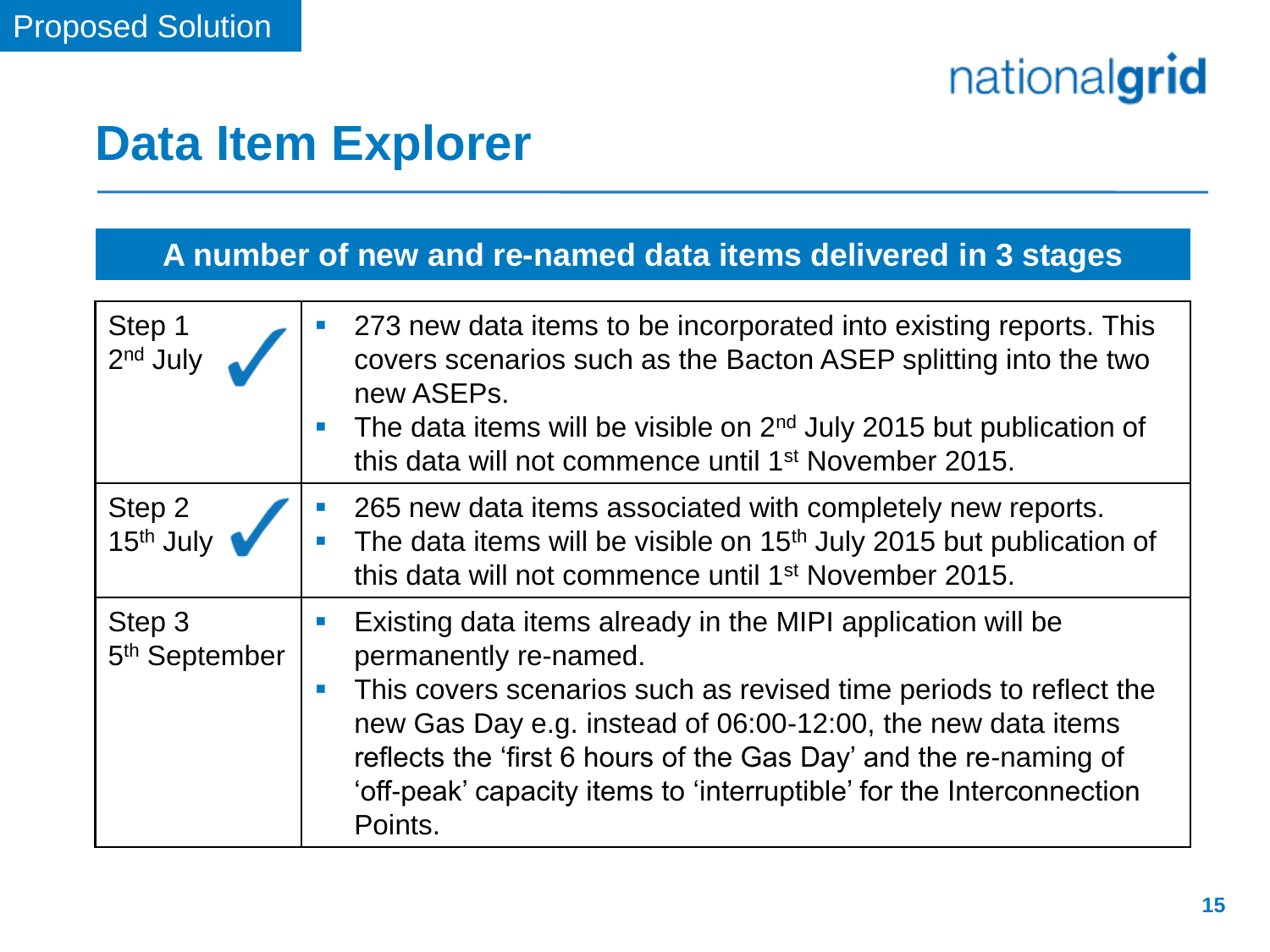Proposed Solution

# Data Item Explorer

**A number of new and re-named data items delivered in 3 stages**

| | |
|---|---|
| Step 1<br>2nd July ✓ | ▪ 273 new data items to be incorporated into existing reports. This covers scenarios such as the Bacton ASEP splitting into the two new ASEPs.<br>▪ The data items will be visible on 2nd July 2015 but publication of this data will not commence until 1st November 2015. |
| Step 2<br>15th July ✓ | ▪ 265 new data items associated with completely new reports.<br>▪ The data items will be visible on 15th July 2015 but publication of this data will not commence until 1st November 2015. |
| Step 3<br>5th September | ▪ Existing data items already in the MIPI application will be permanently re-named.<br>▪ This covers scenarios such as revised time periods to reflect the new Gas Day e.g. instead of 06:00-12:00, the new data items reflects the 'first 6 hours of the Gas Day' and the re-naming of 'off-peak' capacity items to 'interruptible' for the Interconnection Points. |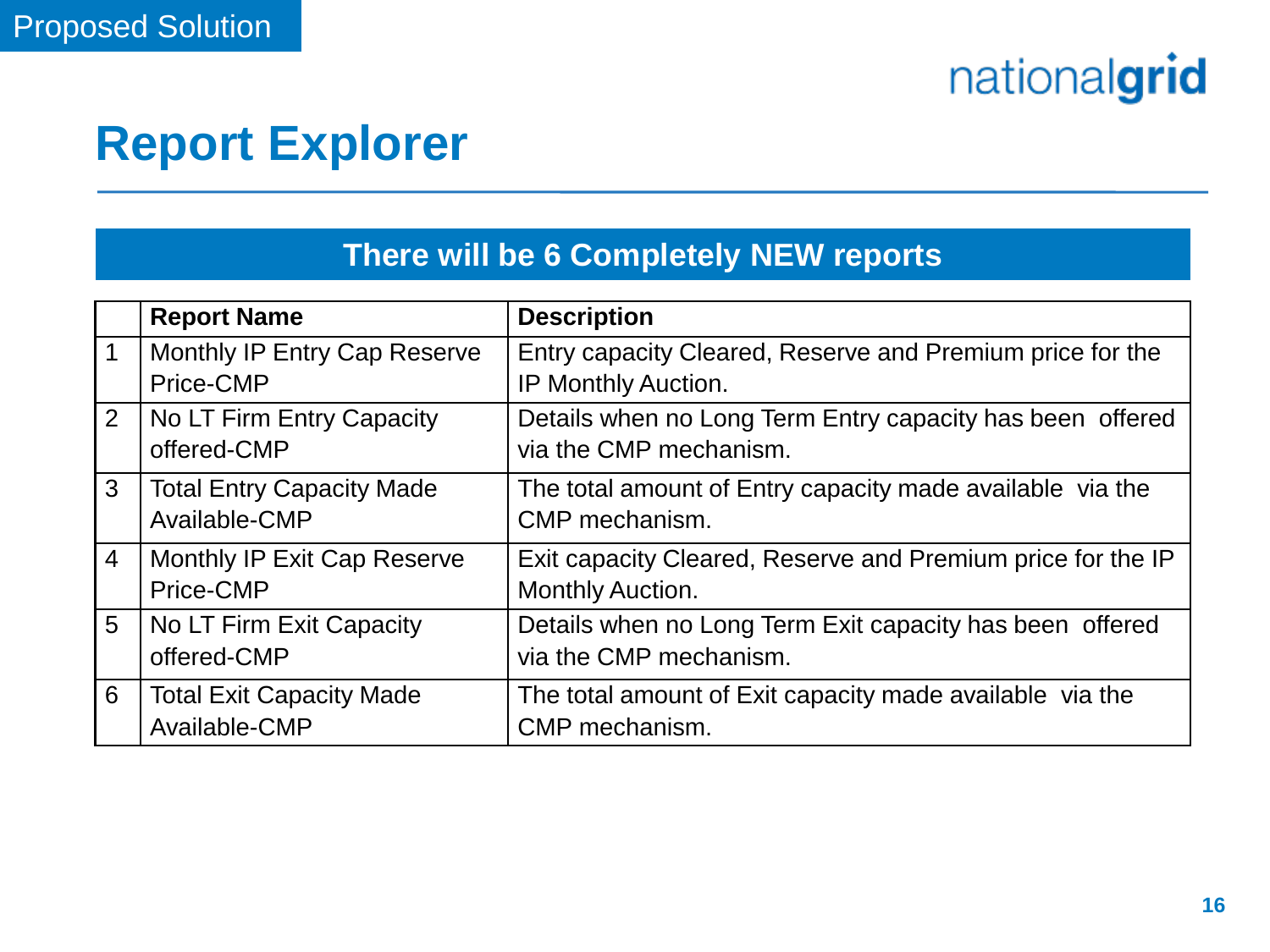Proposed Solution

# Report Explorer

**There will be 6 Completely NEW reports**

| | Report Name | Description |
|---|---|---|
| 1 | Monthly IP Entry Cap Reserve Price-CMP | Entry capacity Cleared, Reserve and Premium price for the IP Monthly Auction. |
| 2 | No LT Firm Entry Capacity offered-CMP | Details when no Long Term Entry capacity has been offered via the CMP mechanism. |
| 3 | Total Entry Capacity Made Available-CMP | The total amount of Entry capacity made available via the CMP mechanism. |
| 4 | Monthly IP Exit Cap Reserve Price-CMP | Exit capacity Cleared, Reserve and Premium price for the IP Monthly Auction. |
| 5 | No LT Firm Exit Capacity offered-CMP | Details when no Long Term Exit capacity has been offered via the CMP mechanism. |
| 6 | Total Exit Capacity Made Available-CMP | The total amount of Exit capacity made available via the CMP mechanism. |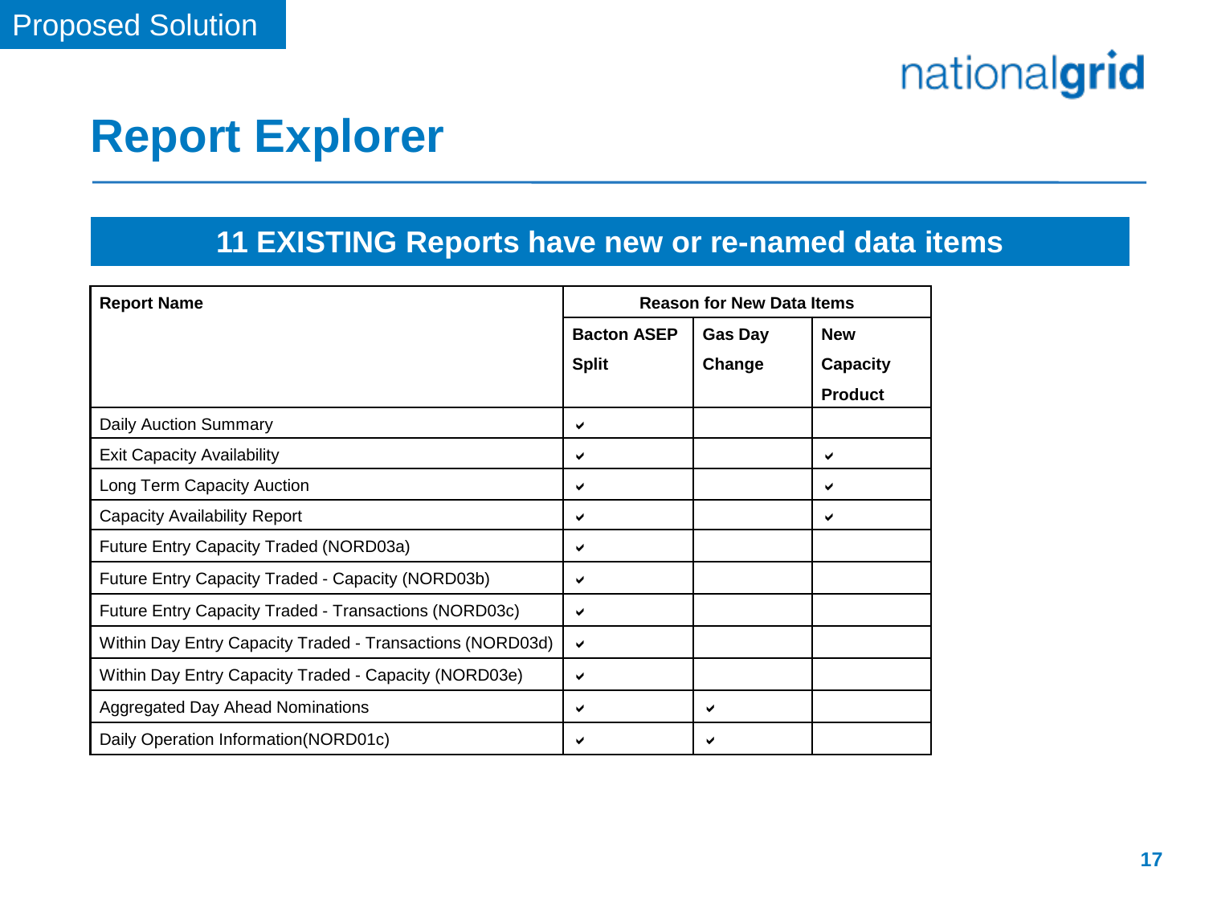Proposed Solution

# Report Explorer

## 11 EXISTING Reports have new or re-named data items

| Report Name | Reason for New Data Items | | |
|---|---|---|---|
| | Bacton ASEP Split | Gas Day Change | New Capacity Product |
| Daily Auction Summary | ✔ | | |
| Exit Capacity Availability | ✔ | | ✔ |
| Long Term Capacity Auction | ✔ | | ✔ |
| Capacity Availability Report | ✔ | | ✔ |
| Future Entry Capacity Traded (NORD03a) | ✔ | | |
| Future Entry Capacity Traded - Capacity (NORD03b) | ✔ | | |
| Future Entry Capacity Traded - Transactions (NORD03c) | ✔ | | |
| Within Day Entry Capacity Traded - Transactions (NORD03d) | ✔ | | |
| Within Day Entry Capacity Traded - Capacity (NORD03e) | ✔ | | |
| Aggregated Day Ahead Nominations | ✔ | ✔ | |
| Daily Operation Information(NORD01c) | ✔ | ✔ | |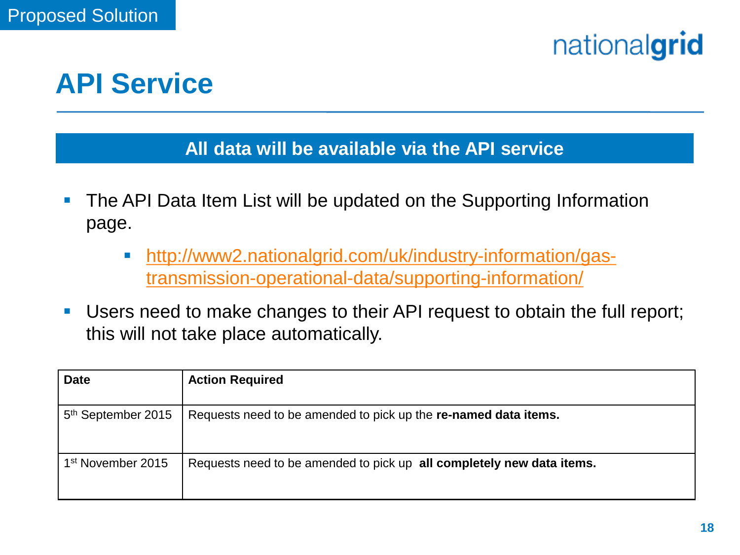Proposed Solution

# API Service

**All data will be available via the API service**

- The API Data Item List will be updated on the Supporting Information page.
  - http://www2.nationalgrid.com/uk/industry-information/gas-transmission-operational-data/supporting-information/
- Users need to make changes to their API request to obtain the full report; this will not take place automatically.

| **Date** | **Action Required** |
| --- | --- |
| 5th September 2015 | Requests need to be amended to pick up the **re-named data items.** |
| 1st November 2015 | Requests need to be amended to pick up **all completely new data items.** |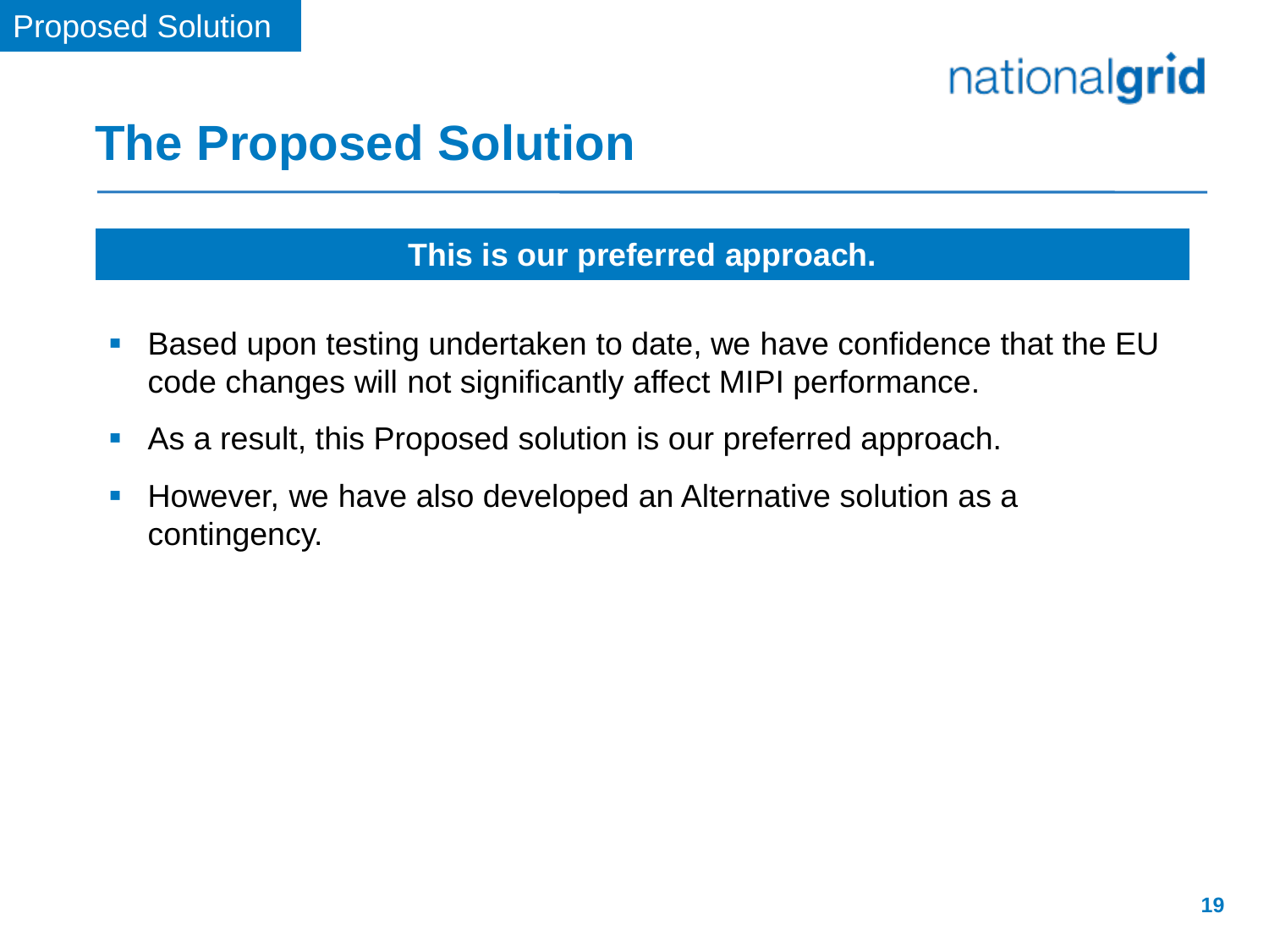# The Proposed Solution

**This is our preferred approach.**

- Based upon testing undertaken to date, we have confidence that the EU code changes will not significantly affect MIPI performance.
- As a result, this Proposed solution is our preferred approach.
- However, we have also developed an Alternative solution as a contingency.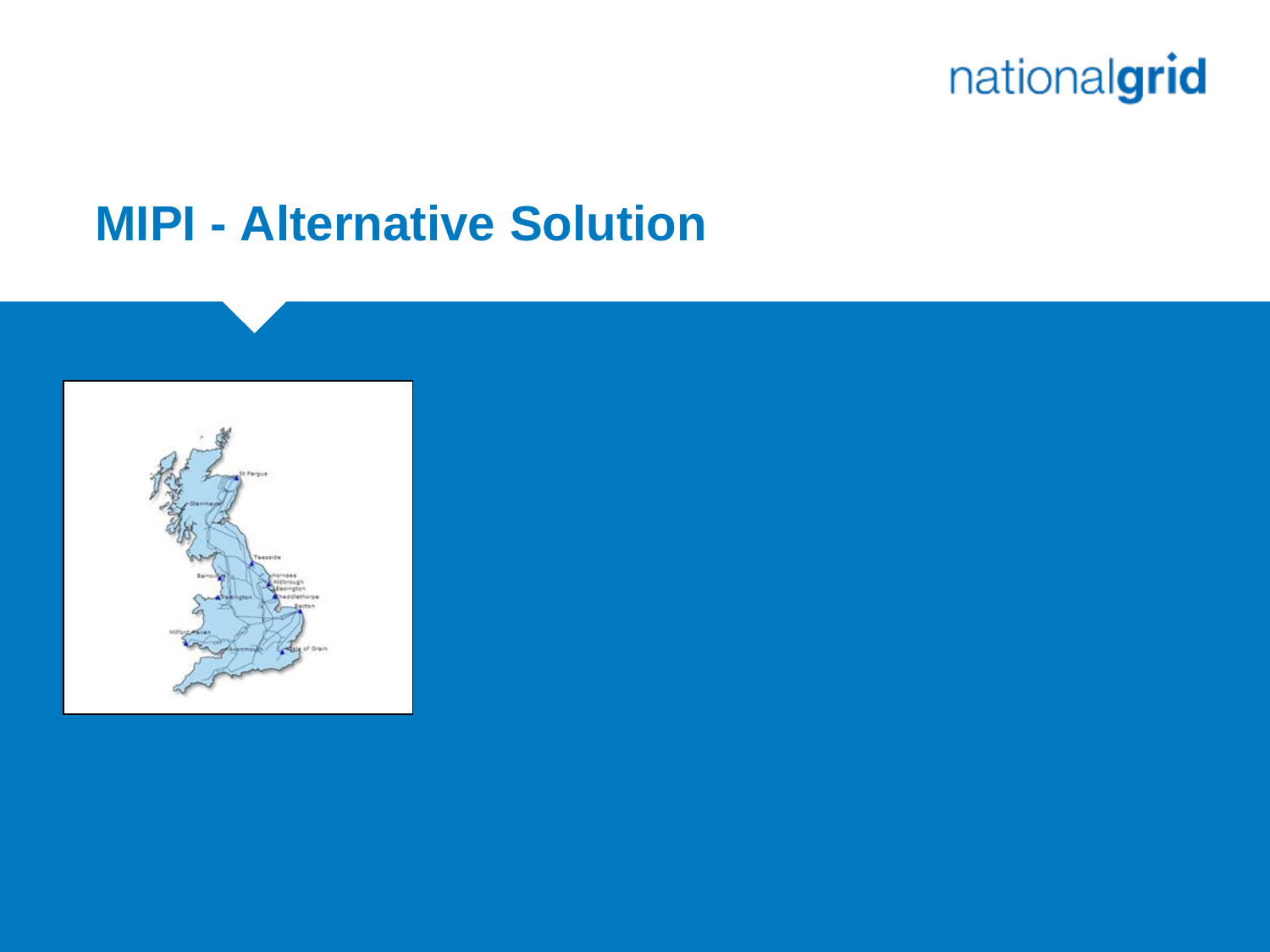# MIPI - Alternative Solution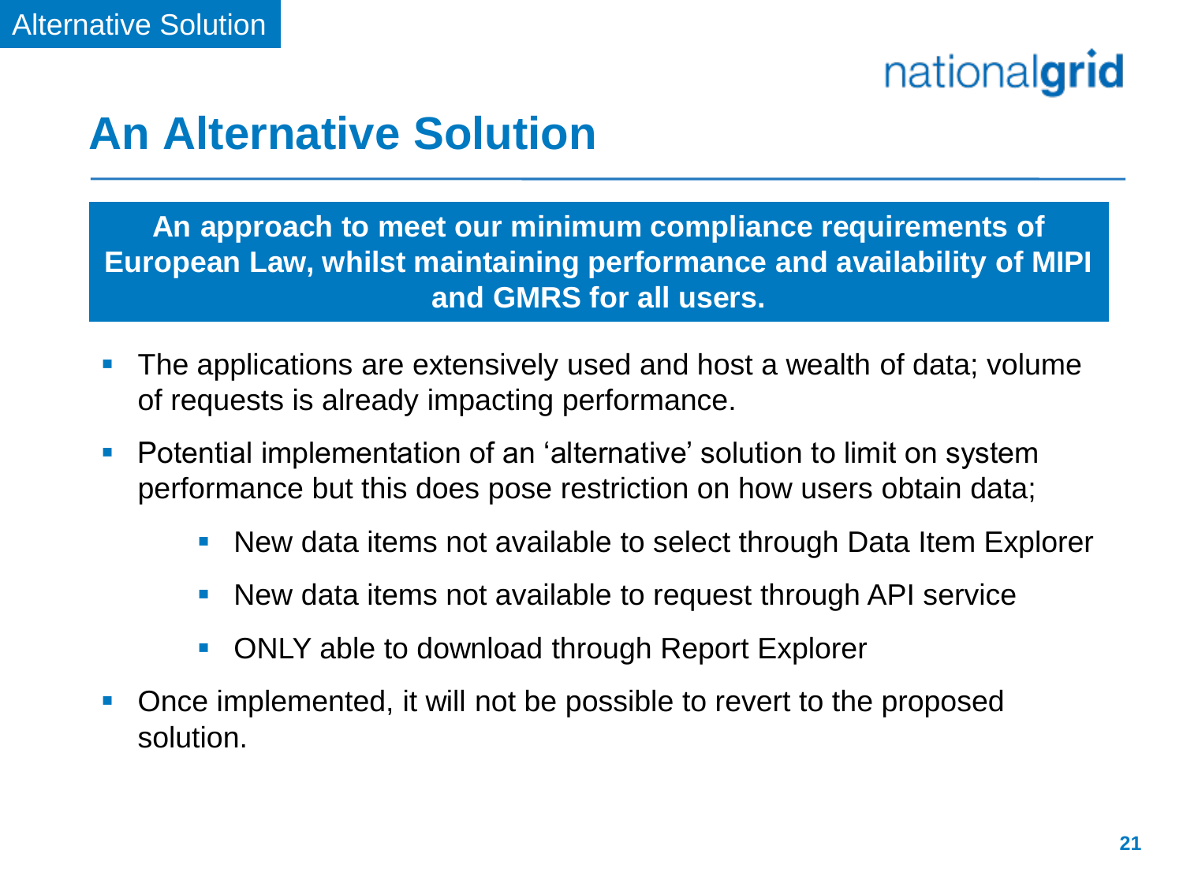# An Alternative Solution

**An approach to meet our minimum compliance requirements of European Law, whilst maintaining performance and availability of MIPI and GMRS for all users.**

- The applications are extensively used and host a wealth of data; volume of requests is already impacting performance.
- Potential implementation of an 'alternative' solution to limit on system performance but this does pose restriction on how users obtain data;
  - New data items not available to select through Data Item Explorer
  - New data items not available to request through API service
  - ONLY able to download through Report Explorer
- Once implemented, it will not be possible to revert to the proposed solution.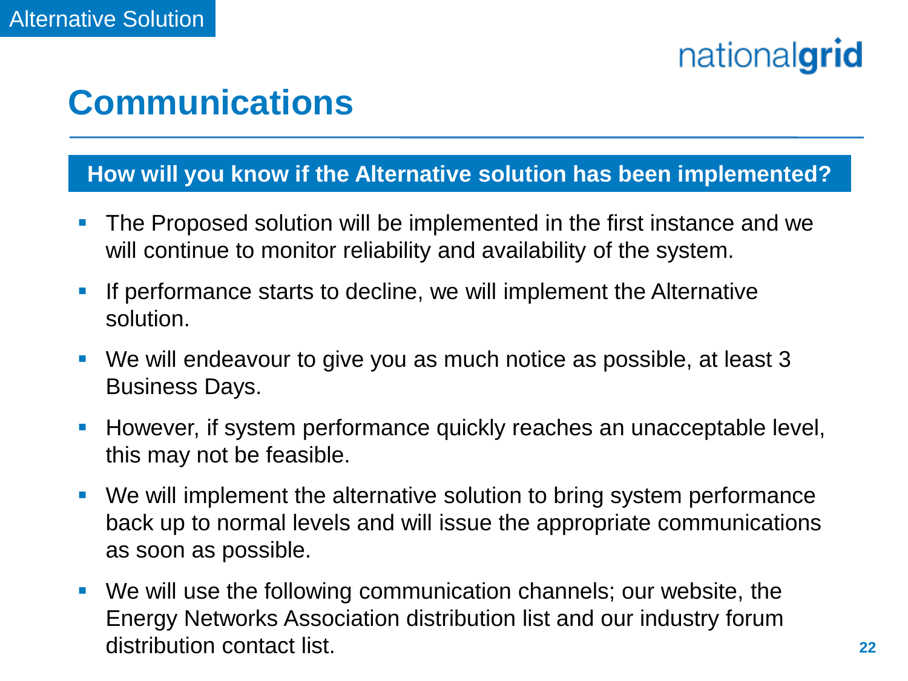Alternative Solution

# Communications

**How will you know if the Alternative solution has been implemented?**

- The Proposed solution will be implemented in the first instance and we will continue to monitor reliability and availability of the system.
- If performance starts to decline, we will implement the Alternative solution.
- We will endeavour to give you as much notice as possible, at least 3 Business Days.
- However, if system performance quickly reaches an unacceptable level, this may not be feasible.
- We will implement the alternative solution to bring system performance back up to normal levels and will issue the appropriate communications as soon as possible.
- We will use the following communication channels; our website, the Energy Networks Association distribution list and our industry forum distribution contact list.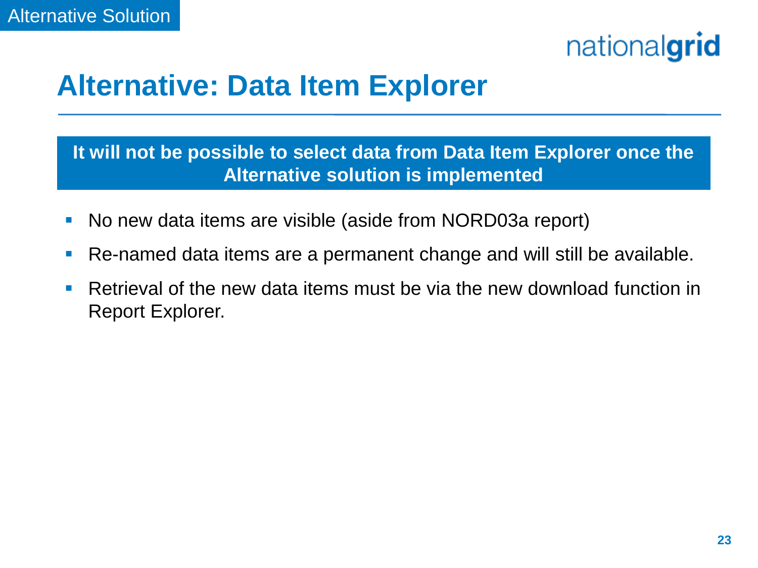Alternative Solution

# Alternative: Data Item Explorer

**It will not be possible to select data from Data Item Explorer once the Alternative solution is implemented**

- No new data items are visible (aside from NORD03a report)
- Re-named data items are a permanent change and will still be available.
- Retrieval of the new data items must be via the new download function in Report Explorer.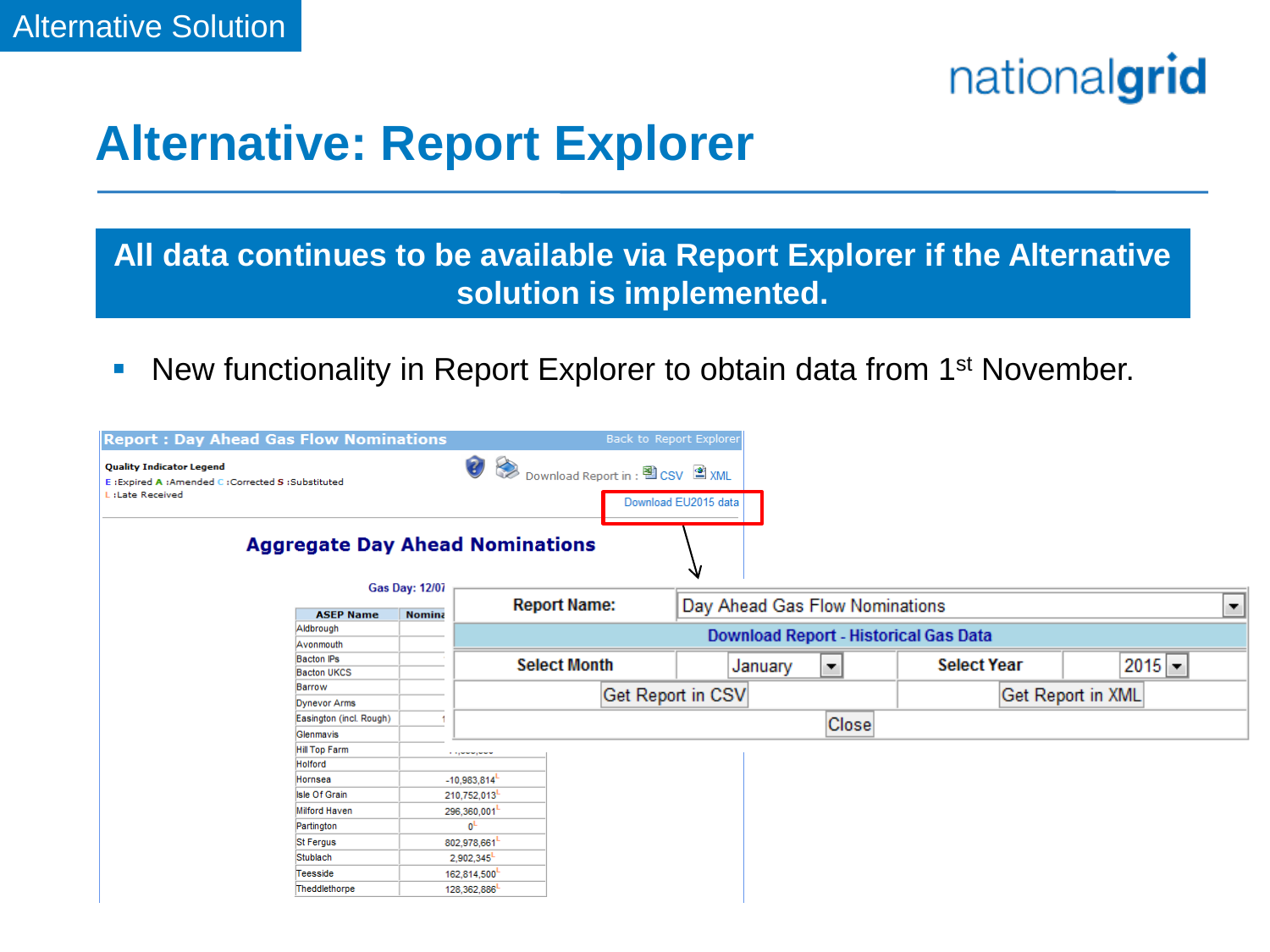Alternative Solution

# Alternative: Report Explorer

**All data continues to be available via Report Explorer if the Alternative solution is implemented.**

- New functionality in Report Explorer to obtain data from 1st November.

**Report : Day Ahead Gas Flow Nominations** — Back to Report Explorer

Quality Indicator Legend
E :Expired A :Amended C :Corrected S :Substituted
L :Late Received

Download Report in : CSV XML

Download EU2015 data

## Aggregate Day Ahead Nominations

Gas Day: 12/07

| ASEP Name | Nomina |
|---|---|
| Aldbrough | |
| Avonmouth | |
| Bacton IPs | |
| Bacton UKCS | |
| Barrow | |
| Dynevor Arms | |
| Easington (incl. Rough) | |
| Glenmavis | |
| Hill Top Farm | |
| Holford | |
| Hornsea | -10,983,814 L |
| Isle Of Grain | 210,752,013 L |
| Milford Haven | 296,360,001 L |
| Partington | 0 L |
| St Fergus | 802,978,661 L |
| Stublach | 2,902,345 L |
| Teesside | 162,814,500 L |
| Theddlethorpe | 128,362,886 L |

| Report Name: | Day Ahead Gas Flow Nominations | | |
|---|---|---|---|
| Download Report - Historical Gas Data | | | |
| Select Month | January | Select Year | 2015 |
| Get Report in CSV | | Get Report in XML | |
| Close | | | |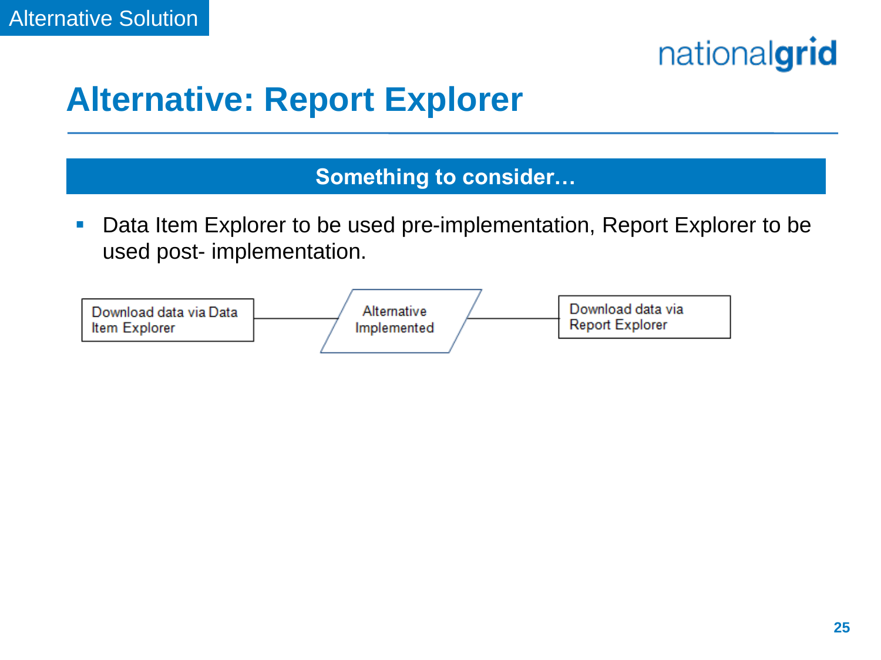Alternative Solution

# Alternative: Report Explorer

**Something to consider…**

- Data Item Explorer to be used pre-implementation, Report Explorer to be used post- implementation.

Download data via Data Item Explorer → Alternative Implemented → Download data via Report Explorer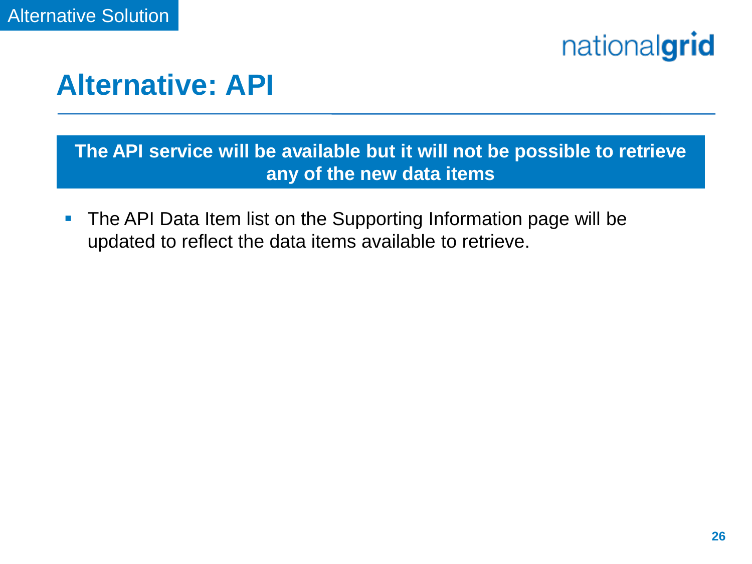Alternative Solution

# Alternative: API

**The API service will be available but it will not be possible to retrieve any of the new data items**

- The API Data Item list on the Supporting Information page will be updated to reflect the data items available to retrieve.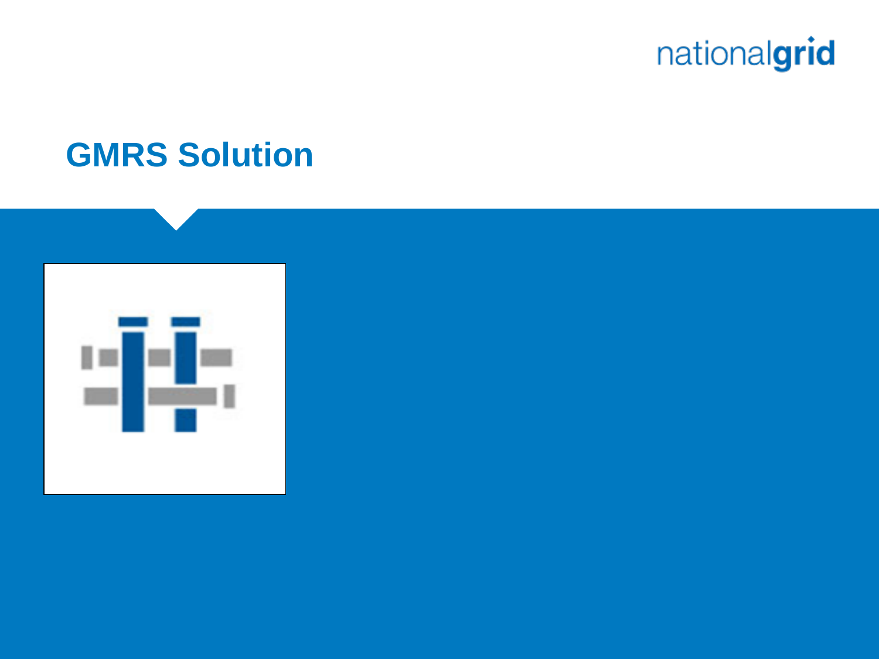# GMRS Solution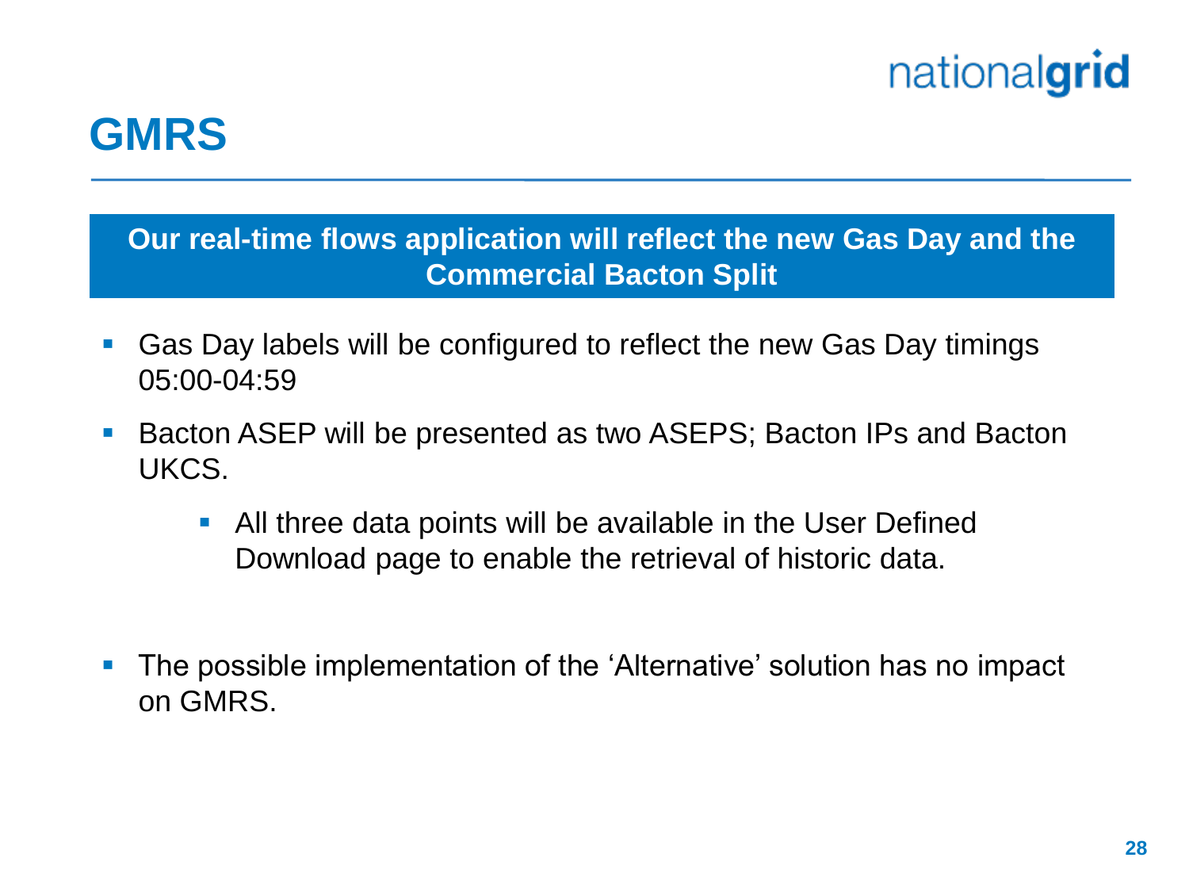# GMRS

**Our real-time flows application will reflect the new Gas Day and the Commercial Bacton Split**

- Gas Day labels will be configured to reflect the new Gas Day timings 05:00-04:59
- Bacton ASEP will be presented as two ASEPS; Bacton IPs and Bacton UKCS.
  - All three data points will be available in the User Defined Download page to enable the retrieval of historic data.
- The possible implementation of the 'Alternative' solution has no impact on GMRS.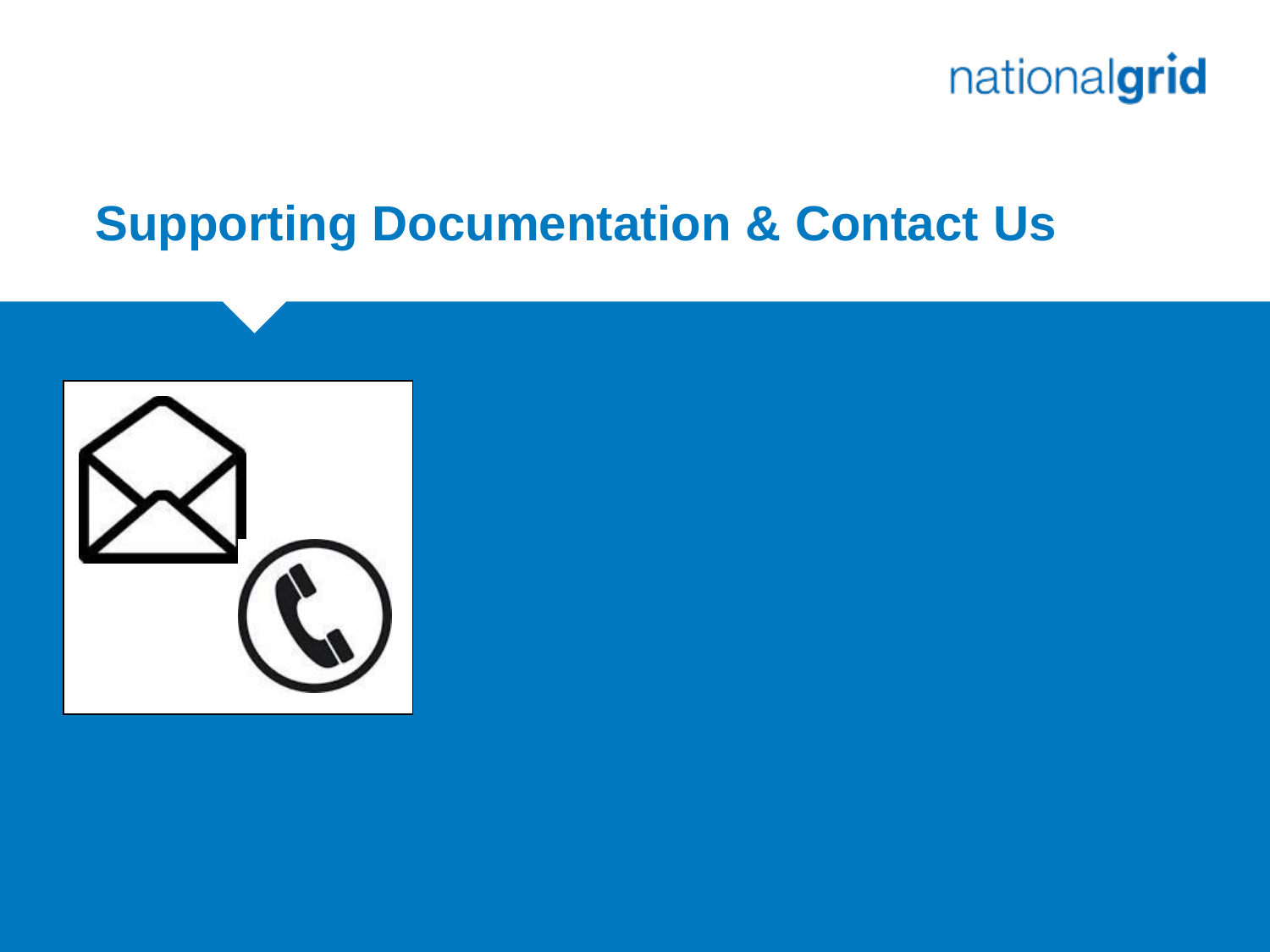# Supporting Documentation & Contact Us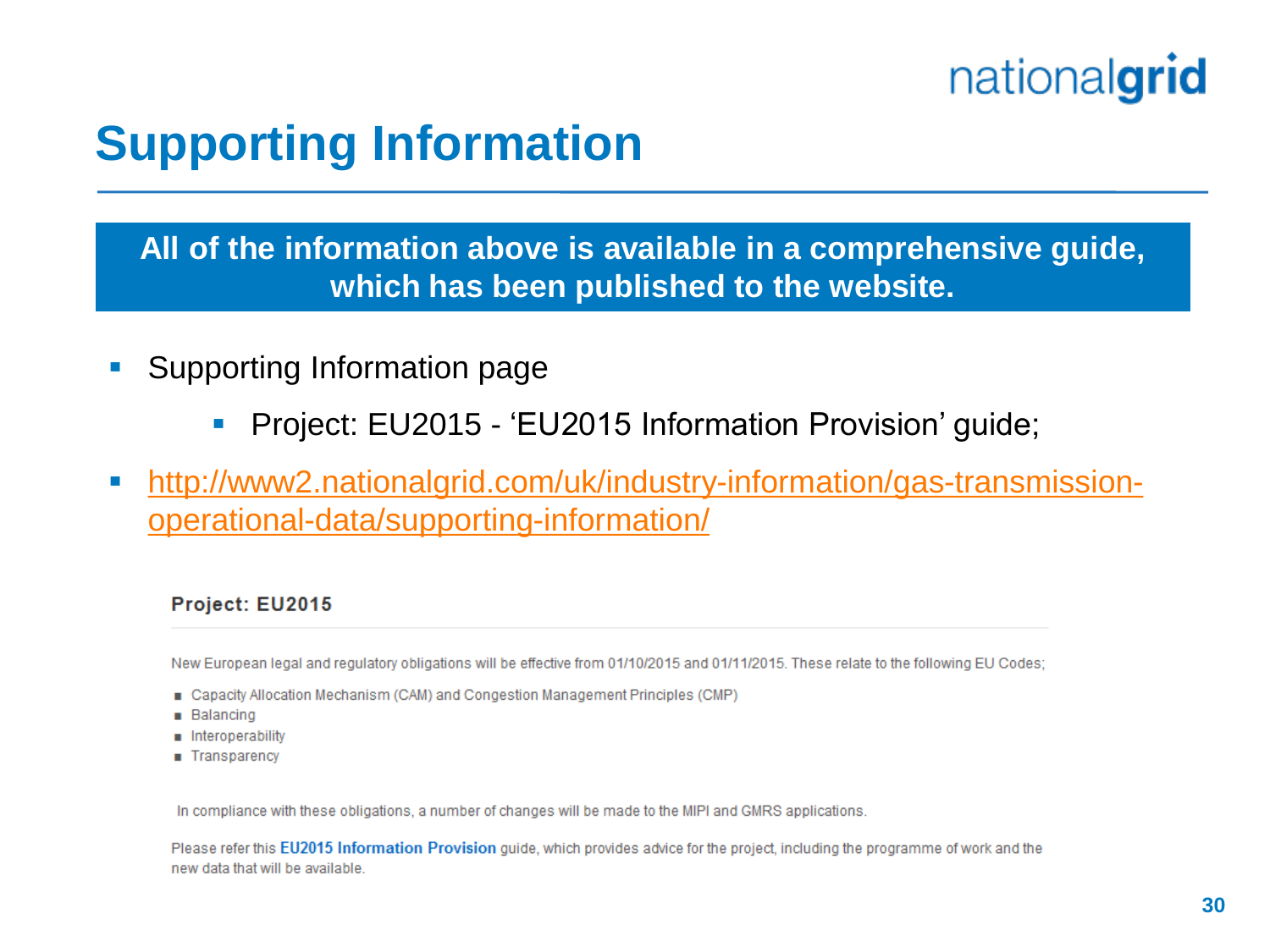# Supporting Information

**All of the information above is available in a comprehensive guide, which has been published to the website.**

- Supporting Information page
  - Project: EU2015 - 'EU2015 Information Provision' guide;
- http://www2.nationalgrid.com/uk/industry-information/gas-transmission-operational-data/supporting-information/

**Project: EU2015**

New European legal and regulatory obligations will be effective from 01/10/2015 and 01/11/2015. These relate to the following EU Codes;

- Capacity Allocation Mechanism (CAM) and Congestion Management Principles (CMP)
- Balancing
- Interoperability
- Transparency

In compliance with these obligations, a number of changes will be made to the MIPI and GMRS applications.

Please refer this **EU2015 Information Provision** guide, which provides advice for the project, including the programme of work and the new data that will be available.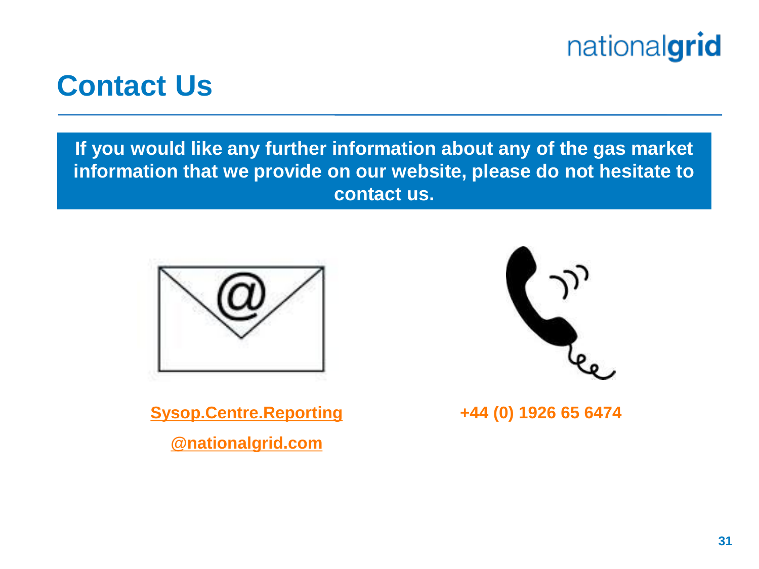# Contact Us

**If you would like any further information about any of the gas market information that we provide on our website, please do not hesitate to contact us.**

**Sysop.Centre.Reporting@nationalgrid.com**

**+44 (0) 1926 65 6474**